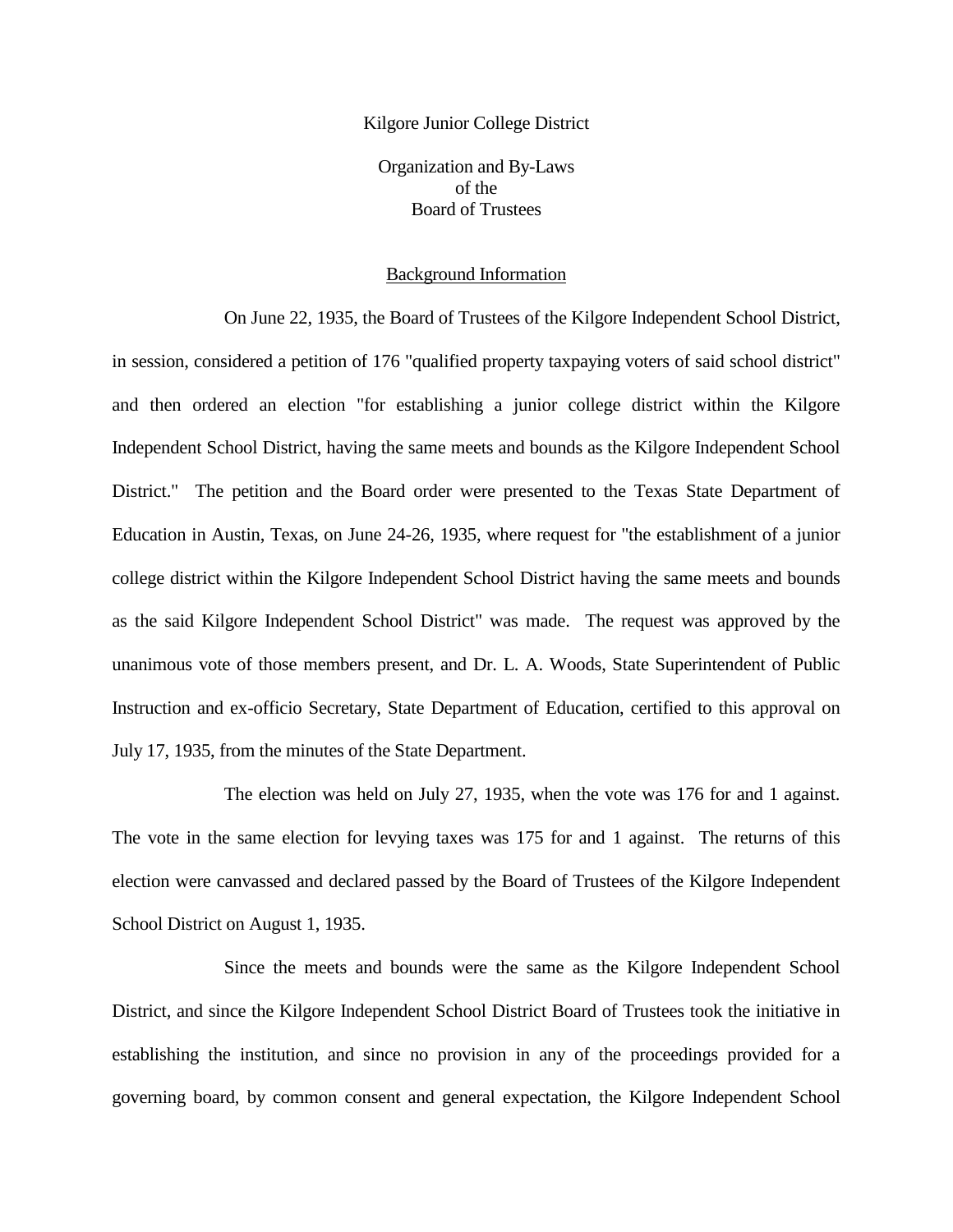# Kilgore Junior College District

## Organization and By-Laws of the Board of Trustees

### Background Information

On June 22, 1935, the Board of Trustees of the Kilgore Independent School District, in session, considered a petition of 176 "qualified property taxpaying voters of said school district" and then ordered an election "for establishing a junior college district within the Kilgore Independent School District, having the same meets and bounds as the Kilgore Independent School District." The petition and the Board order were presented to the Texas State Department of Education in Austin, Texas, on June 24-26, 1935, where request for "the establishment of a junior college district within the Kilgore Independent School District having the same meets and bounds as the said Kilgore Independent School District" was made. The request was approved by the unanimous vote of those members present, and Dr. L. A. Woods, State Superintendent of Public Instruction and ex-officio Secretary, State Department of Education, certified to this approval on July 17, 1935, from the minutes of the State Department.

The election was held on July 27, 1935, when the vote was 176 for and 1 against. The vote in the same election for levying taxes was 175 for and 1 against. The returns of this election were canvassed and declared passed by the Board of Trustees of the Kilgore Independent School District on August 1, 1935.

Since the meets and bounds were the same as the Kilgore Independent School District, and since the Kilgore Independent School District Board of Trustees took the initiative in establishing the institution, and since no provision in any of the proceedings provided for a governing board, by common consent and general expectation, the Kilgore Independent School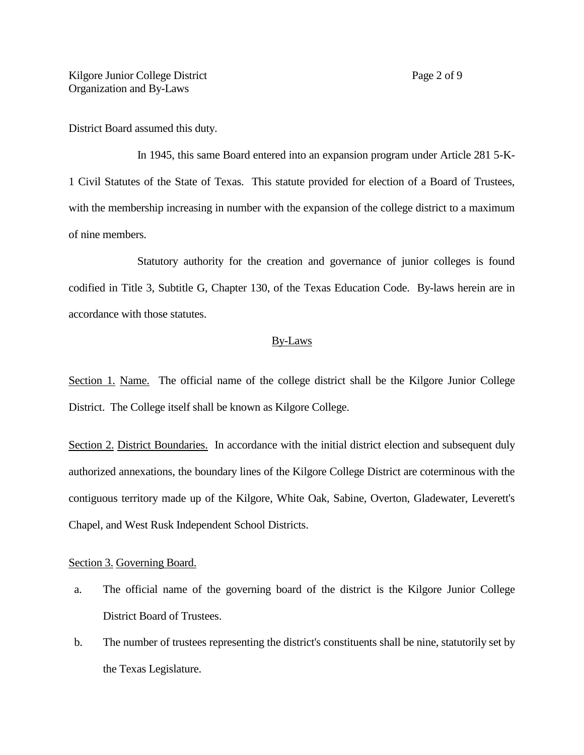District Board assumed this duty.

In 1945, this same Board entered into an expansion program under Article 281 5-K-1 Civil Statutes of the State of Texas. This statute provided for election of a Board of Trustees, with the membership increasing in number with the expansion of the college district to a maximum of nine members.

Statutory authority for the creation and governance of junior colleges is found codified in Title 3, Subtitle G, Chapter 130, of the Texas Education Code. By-laws herein are in accordance with those statutes.

## By-Laws

Section 1. Name. The official name of the college district shall be the Kilgore Junior College District. The College itself shall be known as Kilgore College.

Section 2. District Boundaries. In accordance with the initial district election and subsequent duly authorized annexations, the boundary lines of the Kilgore College District are coterminous with the contiguous territory made up of the Kilgore, White Oak, Sabine, Overton, Gladewater, Leverett's Chapel, and West Rusk Independent School Districts.

Section 3. Governing Board.

a. The official name of the governing board of the district is the Kilgore Junior College District Board of Trustees.

b. The number of trustees representing the district's constituents shall be nine, statutorily set by the Texas Legislature.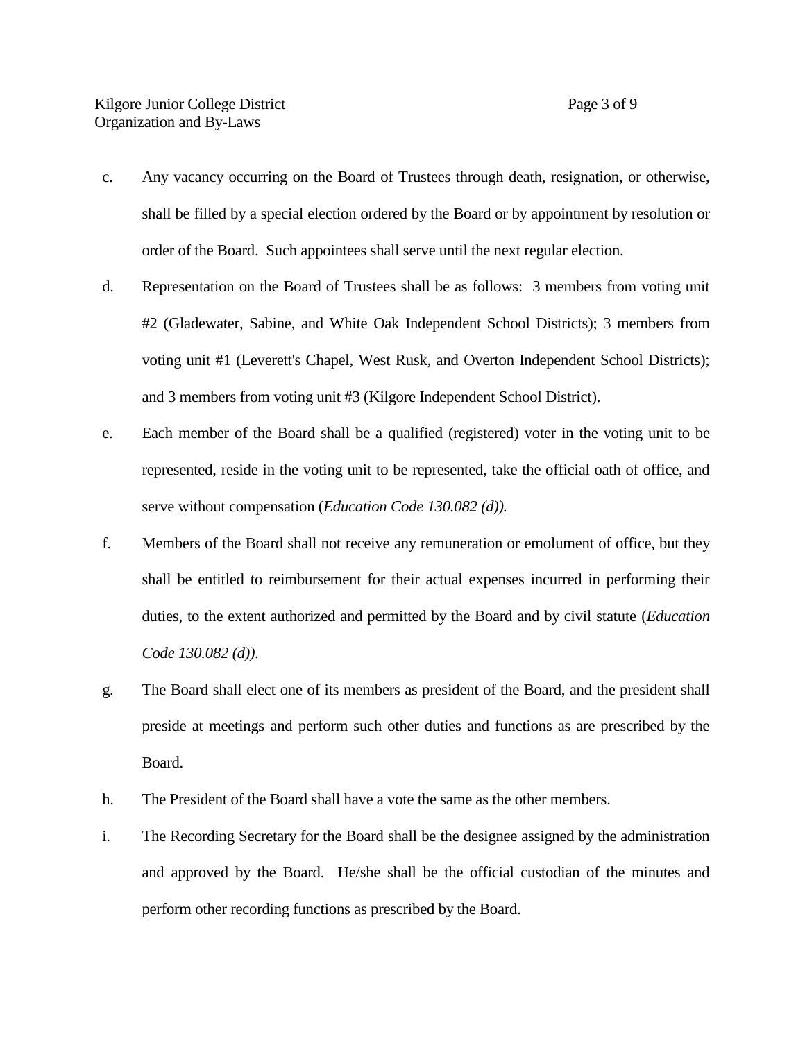c. Any vacancy occurring on the Board of Trustees through death, resignation, or otherwise, shall be filled by a special election ordered by the Board or by appointment by resolution or order of the Board. Such appointees shall serve until the next regular election.

d. Representation on the Board of Trustees shall be as follows: 3 members from voting unit #2 (Gladewater, Sabine, and White Oak Independent School Districts); 3 members from voting unit #1 (Leverett's Chapel, West Rusk, and Overton Independent School Districts); and 3 members from voting unit #3 (Kilgore Independent School District).

e. Each member of the Board shall be a qualified (registered) voter in the voting unit to be represented, reside in the voting unit to be represented, take the official oath of office, and serve without compensation (*Education Code 130.082 (d)).*

f. Members of the Board shall not receive any remuneration or emolument of office, but they shall be entitled to reimbursement for their actual expenses incurred in performing their duties, to the extent authorized and permitted by the Board and by civil statute (*Education Code 130.082 (d)).*

g. The Board shall elect one of its members as president of the Board, and the president shall preside at meetings and perform such other duties and functions as are prescribed by the Board.

h. The President of the Board shall have a vote the same as the other members.

i. The Recording Secretary for the Board shall be the designee assigned by the administration and approved by the Board. He/she shall be the official custodian of the minutes and perform other recording functions as prescribed by the Board.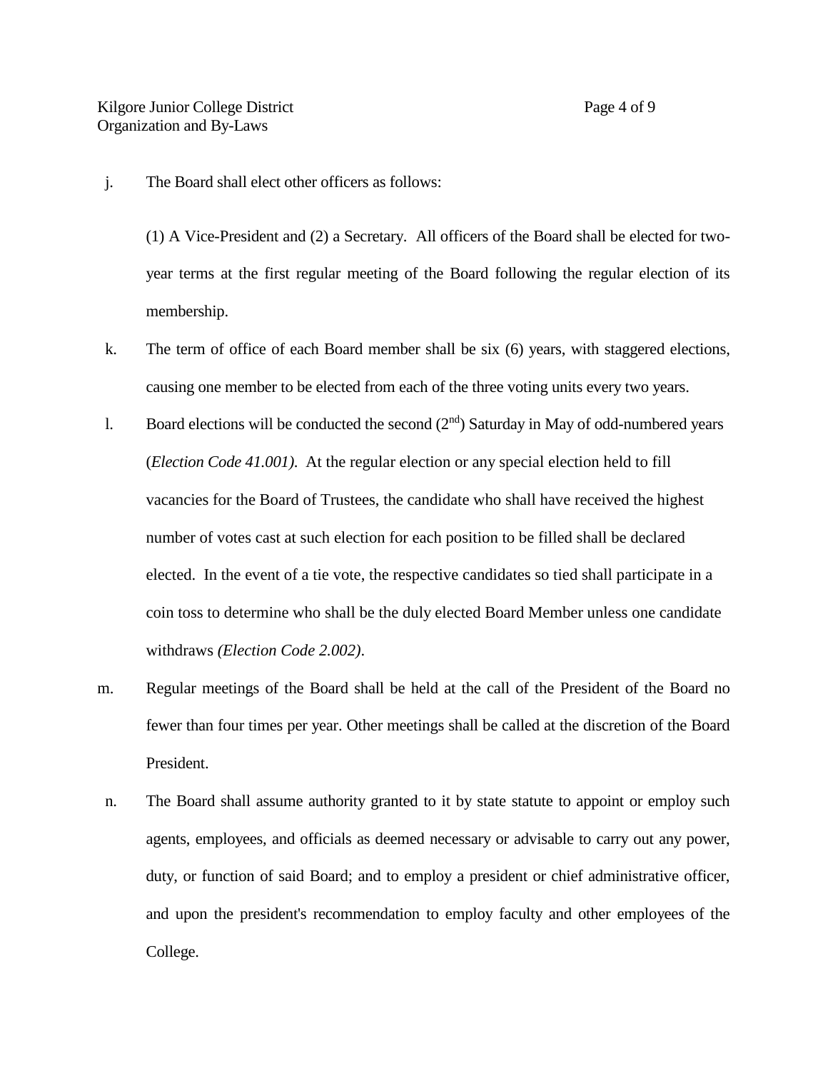j. The Board shall elect other officers as follows:

   (1) A Vice-President and (2) a Secretary. All officers of the Board shall be elected for two-year terms at the first regular meeting of the Board following the regular election of its membership.

k. The term of office of each Board member shall be six (6) years, with staggered elections, causing one member to be elected from each of the three voting units every two years.

l. Board elections will be conducted the second (2nd) Saturday in May of odd-numbered years (*Election Code 41.001)*. At the regular election or any special election held to fill vacancies for the Board of Trustees, the candidate who shall have received the highest number of votes cast at such election for each position to be filled shall be declared elected. In the event of a tie vote, the respective candidates so tied shall participate in a coin toss to determine who shall be the duly elected Board Member unless one candidate withdraws *(Election Code 2.002)*.

m. Regular meetings of the Board shall be held at the call of the President of the Board no fewer than four times per year. Other meetings shall be called at the discretion of the Board President.

n. The Board shall assume authority granted to it by state statute to appoint or employ such agents, employees, and officials as deemed necessary or advisable to carry out any power, duty, or function of said Board; and to employ a president or chief administrative officer, and upon the president's recommendation to employ faculty and other employees of the College.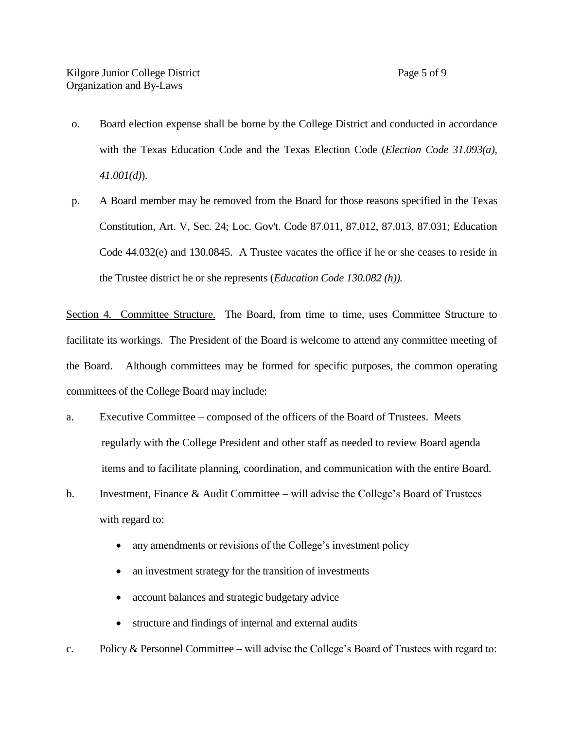o. Board election expense shall be borne by the College District and conducted in accordance with the Texas Education Code and the Texas Election Code (*Election Code 31.093(a), 41.001(d)*).

p. A Board member may be removed from the Board for those reasons specified in the Texas Constitution, Art. V, Sec. 24; Loc. Gov't. Code 87.011, 87.012, 87.013, 87.031; Education Code 44.032(e) and 130.0845. A Trustee vacates the office if he or she ceases to reside in the Trustee district he or she represents (*Education Code 130.082 (h)).*

<u>Section 4. Committee Structure.</u> The Board, from time to time, uses Committee Structure to facilitate its workings. The President of the Board is welcome to attend any committee meeting of the Board. Although committees may be formed for specific purposes, the common operating committees of the College Board may include:

a. Executive Committee – composed of the officers of the Board of Trustees. Meets regularly with the College President and other staff as needed to review Board agenda items and to facilitate planning, coordination, and communication with the entire Board.

b. Investment, Finance & Audit Committee – will advise the College's Board of Trustees with regard to:

- any amendments or revisions of the College's investment policy
- an investment strategy for the transition of investments
- account balances and strategic budgetary advice
- structure and findings of internal and external audits

c. Policy & Personnel Committee – will advise the College's Board of Trustees with regard to: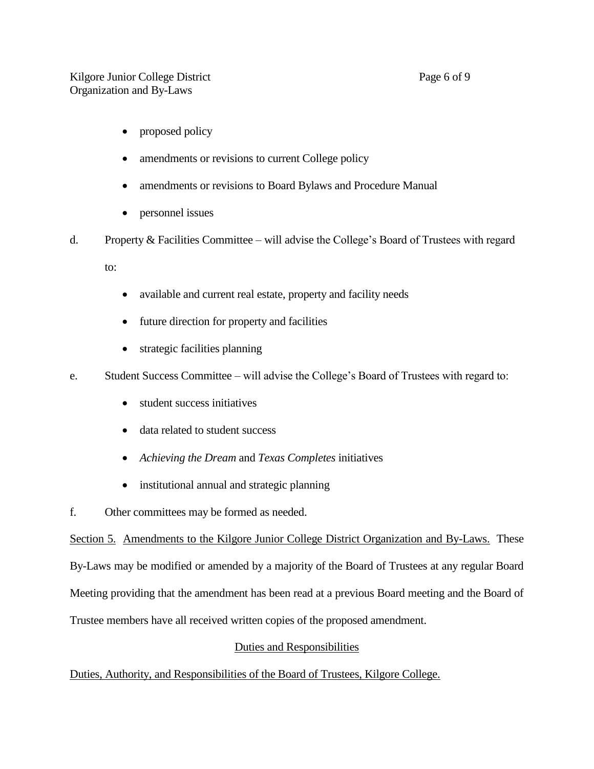- proposed policy
- amendments or revisions to current College policy
- amendments or revisions to Board Bylaws and Procedure Manual
- personnel issues

d. Property & Facilities Committee – will advise the College's Board of Trustees with regard to:

- available and current real estate, property and facility needs
- future direction for property and facilities
- strategic facilities planning

e. Student Success Committee – will advise the College's Board of Trustees with regard to:

- student success initiatives
- data related to student success
- *Achieving the Dream* and *Texas Completes* initiatives
- institutional annual and strategic planning

f. Other committees may be formed as needed.

Section 5. Amendments to the Kilgore Junior College District Organization and By-Laws. These By-Laws may be modified or amended by a majority of the Board of Trustees at any regular Board Meeting providing that the amendment has been read at a previous Board meeting and the Board of Trustee members have all received written copies of the proposed amendment.

## Duties and Responsibilities

Duties, Authority, and Responsibilities of the Board of Trustees, Kilgore College.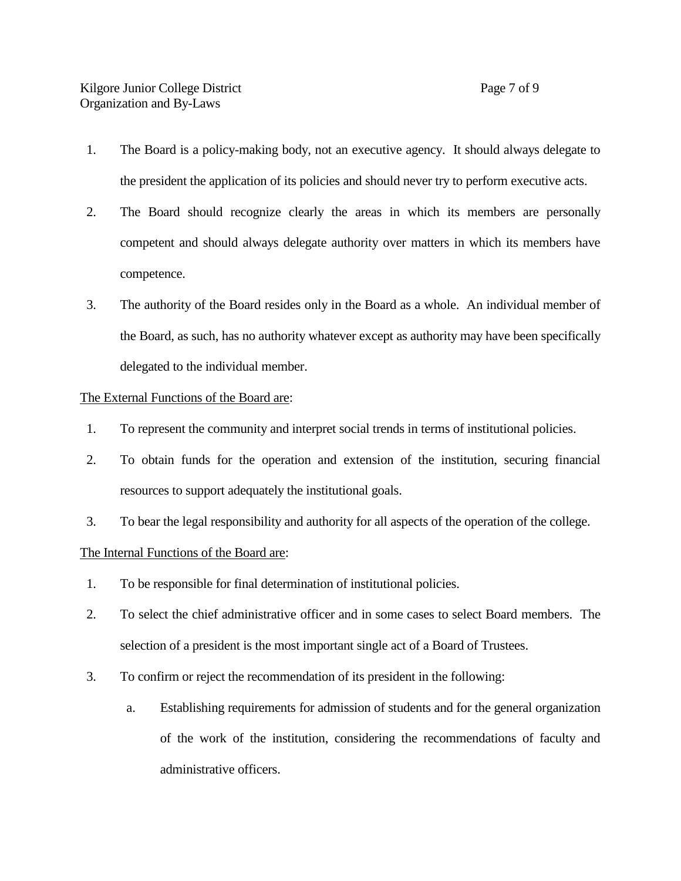1. The Board is a policy-making body, not an executive agency. It should always delegate to the president the application of its policies and should never try to perform executive acts.
2. The Board should recognize clearly the areas in which its members are personally competent and should always delegate authority over matters in which its members have competence.
3. The authority of the Board resides only in the Board as a whole. An individual member of the Board, as such, has no authority whatever except as authority may have been specifically delegated to the individual member.

<u>The External Functions of the Board are</u>:

1. To represent the community and interpret social trends in terms of institutional policies.
2. To obtain funds for the operation and extension of the institution, securing financial resources to support adequately the institutional goals.
3. To bear the legal responsibility and authority for all aspects of the operation of the college.

<u>The Internal Functions of the Board are</u>:

1. To be responsible for final determination of institutional policies.
2. To select the chief administrative officer and in some cases to select Board members. The selection of a president is the most important single act of a Board of Trustees.
3. To confirm or reject the recommendation of its president in the following:
   a. Establishing requirements for admission of students and for the general organization of the work of the institution, considering the recommendations of faculty and administrative officers.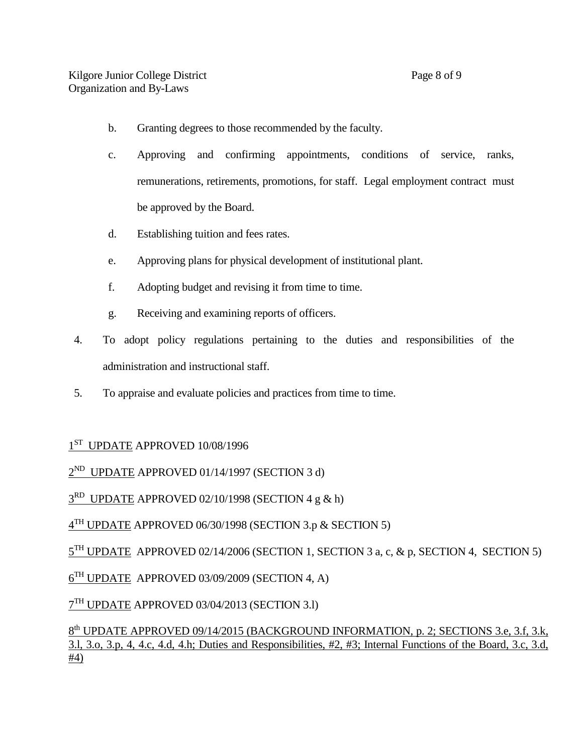b. Granting degrees to those recommended by the faculty.

   c. Approving and confirming appointments, conditions of service, ranks, remunerations, retirements, promotions, for staff. Legal employment contract must be approved by the Board.

   d. Establishing tuition and fees rates.

   e. Approving plans for physical development of institutional plant.

   f. Adopting budget and revising it from time to time.

   g. Receiving and examining reports of officers.

4. To adopt policy regulations pertaining to the duties and responsibilities of the administration and instructional staff.

5. To appraise and evaluate policies and practices from time to time.

1ST UPDATE APPROVED 10/08/1996

2ND UPDATE APPROVED 01/14/1997 (SECTION 3 d)

3RD UPDATE APPROVED 02/10/1998 (SECTION 4 g & h)

4TH UPDATE APPROVED 06/30/1998 (SECTION 3.p & SECTION 5)

5TH UPDATE APPROVED 02/14/2006 (SECTION 1, SECTION 3 a, c, & p, SECTION 4, SECTION 5)

6TH UPDATE APPROVED 03/09/2009 (SECTION 4, A)

7TH UPDATE APPROVED 03/04/2013 (SECTION 3.l)

8th UPDATE APPROVED 09/14/2015 (BACKGROUND INFORMATION, p. 2; SECTIONS 3.e, 3.f, 3.k, 3.l, 3.o, 3.p, 4, 4.c, 4.d, 4.h; Duties and Responsibilities, #2, #3; Internal Functions of the Board, 3.c, 3.d, #4)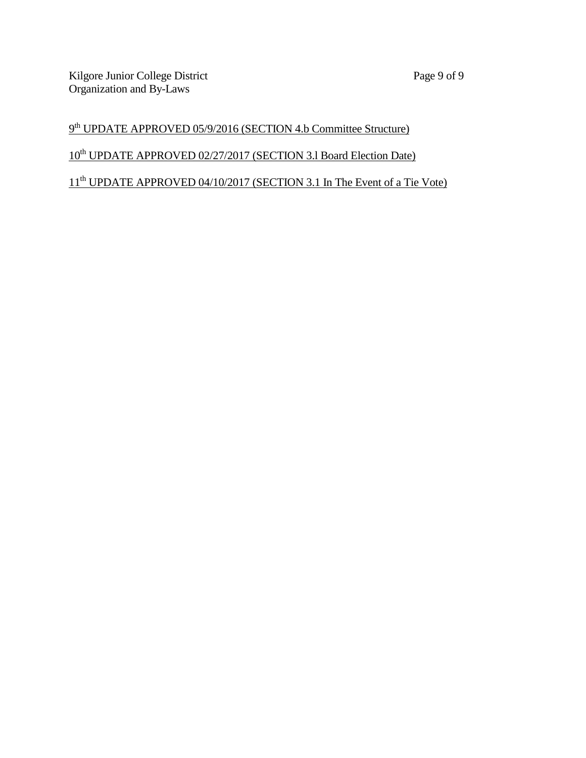9th UPDATE APPROVED 05/9/2016 (SECTION 4.b Committee Structure)

10th UPDATE APPROVED 02/27/2017 (SECTION 3.l Board Election Date)

11th UPDATE APPROVED 04/10/2017 (SECTION 3.1 In The Event of a Tie Vote)